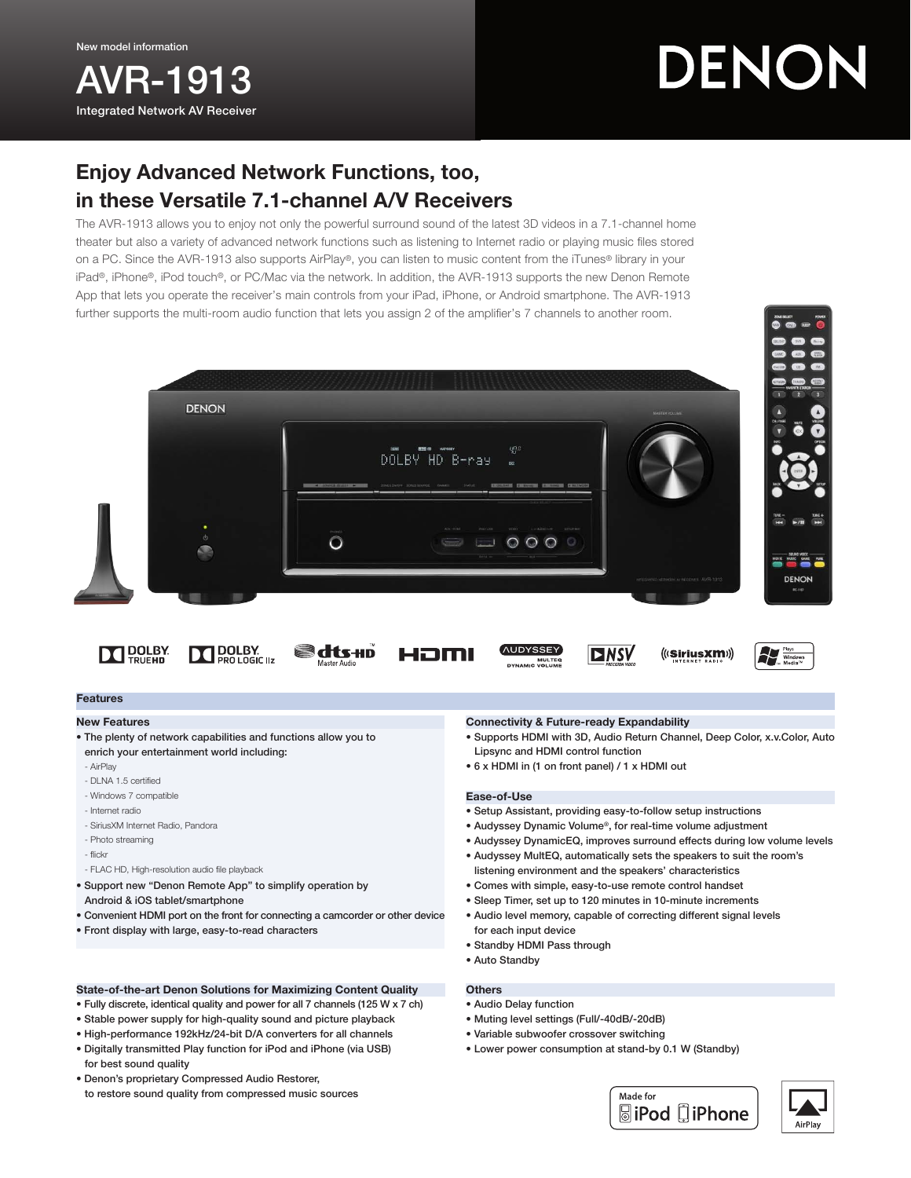New model information

# AVR-1913

Integrated Network AV Receiver

DENON

## Enjoy Advanced Network Functions, too, in these Versatile 7.1-channel A/V Receivers

The AVR-1913 allows you to enjoy not only the powerful surround sound of the latest 3D videos in a 7.1-channel home theater but also a variety of advanced network functions such as listening to Internet radio or playing music files stored on a PC. Since the AVR-1913 also supports AirPlay®, you can listen to music content from the iTunes® library in your iPad®, iPhone®, iPod touch®, or PC/Mac via the network. In addition, the AVR-1913 supports the new Denon Remote App that lets you operate the receiver's main controls from your iPad, iPhone, or Android smartphone. The AVR-1913 further supports the multi-room audio function that lets you assign 2 of the amplifier's 7 channels to another room.

## Features

### New Features

- The plenty of network capabilities and functions allow you to enrich your entertainment world including:
  - AirPlay
  - DLNA 1.5 certified
  - Windows 7 compatible
  - Internet radio
  - SiriusXM Internet Radio, Pandora
  - Photo streaming
  - flickr
  - FLAC HD, High-resolution audio file playback
- Support new "Denon Remote App" to simplify operation by Android & iOS tablet/smartphone
- Convenient HDMI port on the front for connecting a camcorder or other device
- Front display with large, easy-to-read characters

### State-of-the-art Denon Solutions for Maximizing Content Quality

- Fully discrete, identical quality and power for all 7 channels (125 W x 7 ch)
- Stable power supply for high-quality sound and picture playback
- High-performance 192kHz/24-bit D/A converters for all channels
- Digitally transmitted Play function for iPod and iPhone (via USB) for best sound quality
- Denon's proprietary Compressed Audio Restorer, to restore sound quality from compressed music sources

### Connectivity & Future-ready Expandability

- Supports HDMI with 3D, Audio Return Channel, Deep Color, x.v.Color, Auto Lipsync and HDMI control function
- 6 x HDMI in (1 on front panel) / 1 x HDMI out

### Ease-of-Use

- Setup Assistant, providing easy-to-follow setup instructions
- Audyssey Dynamic Volume®, for real-time volume adjustment
- Audyssey DynamicEQ, improves surround effects during low volume levels
- Audyssey MultEQ, automatically sets the speakers to suit the room's listening environment and the speakers' characteristics
- Comes with simple, easy-to-use remote control handset
- Sleep Timer, set up to 120 minutes in 10-minute increments
- Audio level memory, capable of correcting different signal levels for each input device
- Standby HDMI Pass through
- Auto Standby

### Others

- Audio Delay function
- Muting level settings (Full/-40dB/-20dB)
- Variable subwoofer crossover switching
- Lower power consumption at stand-by 0.1 W (Standby)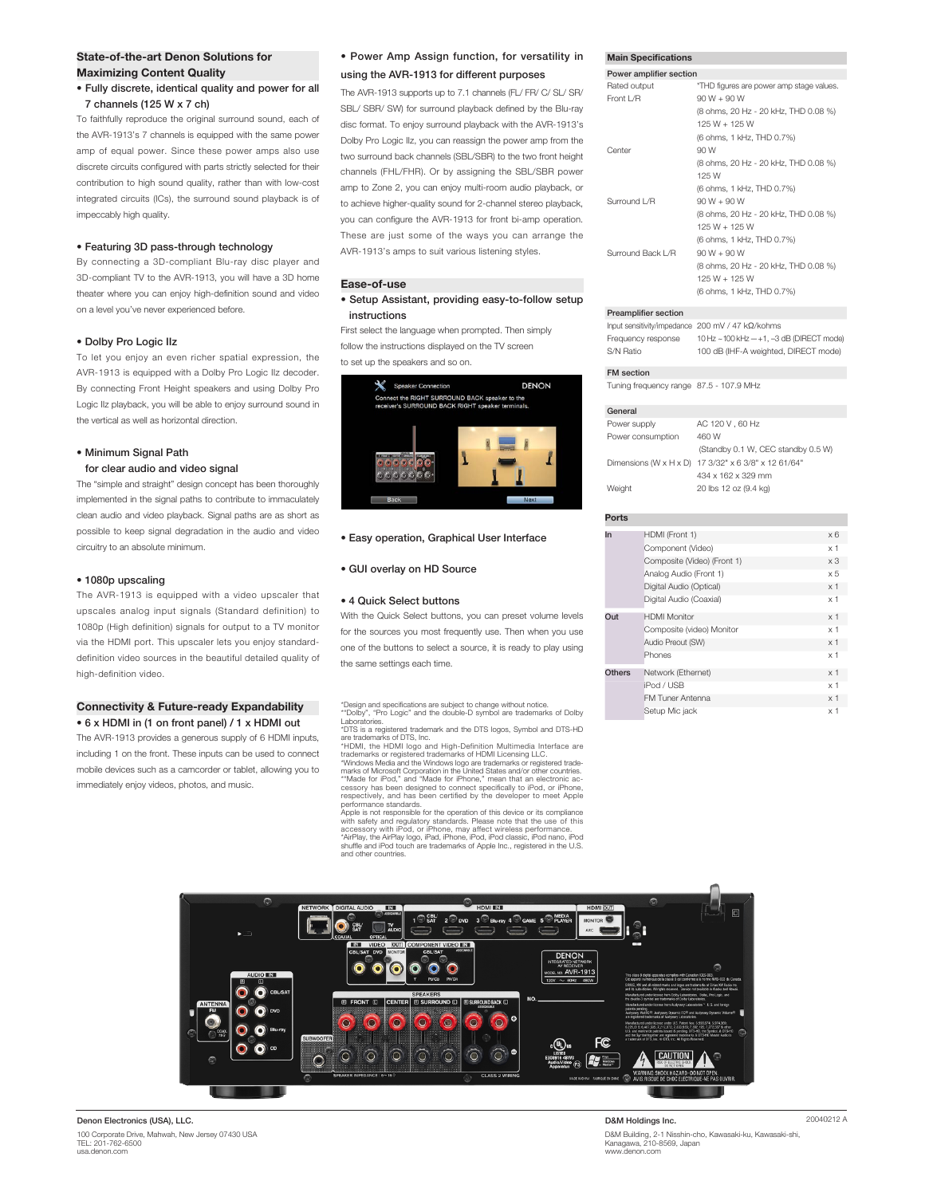## State-of-the-art Denon Solutions for Maximizing Content Quality

**• Fully discrete, identical quality and power for all 7 channels (125 W x 7 ch)**

To faithfully reproduce the original surround sound, each of the AVR-1913's 7 channels is equipped with the same power amp of equal power. Since these power amps also use discrete circuits configured with parts strictly selected for their contribution to high sound quality, rather than with low-cost integrated circuits (ICs), the surround sound playback is of impeccably high quality.

**• Featuring 3D pass-through technology**

By connecting a 3D-compliant Blu-ray disc player and 3D-compliant TV to the AVR-1913, you will have a 3D home theater where you can enjoy high-definition sound and video on a level you've never experienced before.

**• Dolby Pro Logic IIz**

To let you enjoy an even richer spatial expression, the AVR-1913 is equipped with a Dolby Pro Logic IIz decoder. By connecting Front Height speakers and using Dolby Pro Logic IIz playback, you will be able to enjoy surround sound in the vertical as well as horizontal direction.

**• Minimum Signal Path for clear audio and video signal**

The "simple and straight" design concept has been thoroughly implemented in the signal paths to contribute to immaculately clean audio and video playback. Signal paths are as short as possible to keep signal degradation in the audio and video circuitry to an absolute minimum.

**• 1080p upscaling**

The AVR-1913 is equipped with a video upscaler that upscales analog input signals (Standard definition) to 1080p (High definition) signals for output to a TV monitor via the HDMI port. This upscaler lets you enjoy standard-definition video sources in the beautiful detailed quality of high-definition video.

## Connectivity & Future-ready Expandability

**• 6 x HDMI in (1 on front panel) / 1 x HDMI out**

The AVR-1913 provides a generous supply of 6 HDMI inputs, including 1 on the front. These inputs can be used to connect mobile devices such as a camcorder or tablet, allowing you to immediately enjoy videos, photos, and music.

**• Power Amp Assign function, for versatility in using the AVR-1913 for different purposes**

The AVR-1913 supports up to 7.1 channels (FL/ FR/ C/ SL/ SR/ SBL/ SBR/ SW) for surround playback defined by the Blu-ray disc format. To enjoy surround playback with the AVR-1913's Dolby Pro Logic IIz, you can reassign the power amp from the two surround back channels (SBL/SBR) to the two front height channels (FHL/FHR). Or by assigning the SBL/SBR power amp to Zone 2, you can enjoy multi-room audio playback, or to achieve higher-quality sound for 2-channel stereo playback, you can configure the AVR-1913 for front bi-amp operation. These are just some of the ways you can arrange the AVR-1913's amps to suit various listening styles.

## Ease-of-use

**• Setup Assistant, providing easy-to-follow setup instructions**

First select the language when prompted. Then simply follow the instructions displayed on the TV screen to set up the speakers and so on.

Speaker Connection DENON
Connect the RIGHT SURROUND BACK speaker to the receiver's SURROUND BACK RIGHT speaker terminals.
Back Next

**• Easy operation, Graphical User Interface**

**• GUI overlay on HD Source**

**• 4 Quick Select buttons**

With the Quick Select buttons, you can preset volume levels for the sources you most frequently use. Then when you use one of the buttons to select a source, it is ready to play using the same settings each time.

*Design and specifications are subject to change without notice.
*"Dolby", "Pro Logic" and the double-D symbol are trademarks of Dolby Laboratories.
*DTS is a registered trademark and the DTS logos, Symbol and DTS-HD are trademarks of DTS, Inc.
*HDMI, the HDMI logo and High-Definition Multimedia Interface are trademarks or registered trademarks of HDMI Licensing LLC.
*Windows Media and the Windows logo are trademarks or registered trademarks of Microsoft Corporation in the United States and/or other countries.
*"Made for iPod," and "Made for iPhone," mean that an electronic accessory has been designed to connect specifically to iPod, or iPhone, respectively, and has been certified by the developer to meet Apple performance standards.
Apple is not responsible for the operation of this device or its compliance with safety and regulatory standards. Please note that the use of this accessory with iPod, or iPhone, may affect wireless performance.
*AirPlay, the AirPlay logo, iPad, iPhone, iPod, iPod classic, iPod nano, iPod shuffle and iPod touch are trademarks of Apple Inc., registered in the U.S. and other countries.

## Main Specifications

| Power amplifier section | |
|---|---|
| Rated output | *THD figures are power amp stage values. |
| Front L/R | 90 W + 90 W (8 ohms, 20 Hz - 20 kHz, THD 0.08 %) 125 W + 125 W (6 ohms, 1 kHz, THD 0.7%) |
| Center | 90 W (8 ohms, 20 Hz - 20 kHz, THD 0.08 %) 125 W (6 ohms, 1 kHz, THD 0.7%) |
| Surround L/R | 90 W + 90 W (8 ohms, 20 Hz - 20 kHz, THD 0.08 %) 125 W + 125 W (6 ohms, 1 kHz, THD 0.7%) |
| Surround Back L/R | 90 W + 90 W (8 ohms, 20 Hz - 20 kHz, THD 0.08 %) 125 W + 125 W (6 ohms, 1 kHz, THD 0.7%) |

| Preamplifier section | |
|---|---|
| Input sensitivity/impedance | 200 mV / 47 kΩ/kohms |
| Frequency response | 10 Hz – 100 kHz — +1, –3 dB (DIRECT mode) |
| S/N Ratio | 100 dB (IHF-A weighted, DIRECT mode) |

| FM section | |
|---|---|
| Tuning frequency range | 87.5 - 107.9 MHz |

| General | |
|---|---|
| Power supply | AC 120 V , 60 Hz |
| Power consumption | 460 W (Standby 0.1 W, CEC standby 0.5 W) |
| Dimensions (W x H x D) | 17 3/32" x 6 3/8" x 12 61/64" 434 x 162 x 329 mm |
| Weight | 20 lbs 12 oz (9.4 kg) |

### Ports

| | | |
|---|---|---|
| In | HDMI (Front 1) | x 6 |
| | Component (Video) | x 1 |
| | Composite (Video) (Front 1) | x 3 |
| | Analog Audio (Front 1) | x 5 |
| | Digital Audio (Optical) | x 1 |
| | Digital Audio (Coaxial) | x 1 |
| Out | HDMI Monitor | x 1 |
| | Composite (video) Monitor | x 1 |
| | Audio Preout (SW) | x 1 |
| | Phones | x 1 |
| Others | Network (Ethernet) | x 1 |
| | iPod / USB | x 1 |
| | FM Tuner Antenna | x 1 |
| | Setup Mic jack | x 1 |

**Denon Electronics (USA), LLC.**
100 Corporate Drive, Mahwah, New Jersey 07430 USA
TEL: 201-762-6500
usa.denon.com

**D&M Holdings Inc.**
D&M Building, 2-1 Nisshin-cho, Kawasaki-ku, Kawasaki-shi, Kanagawa, 210-8569, Japan
www.denon.com

20040212 A